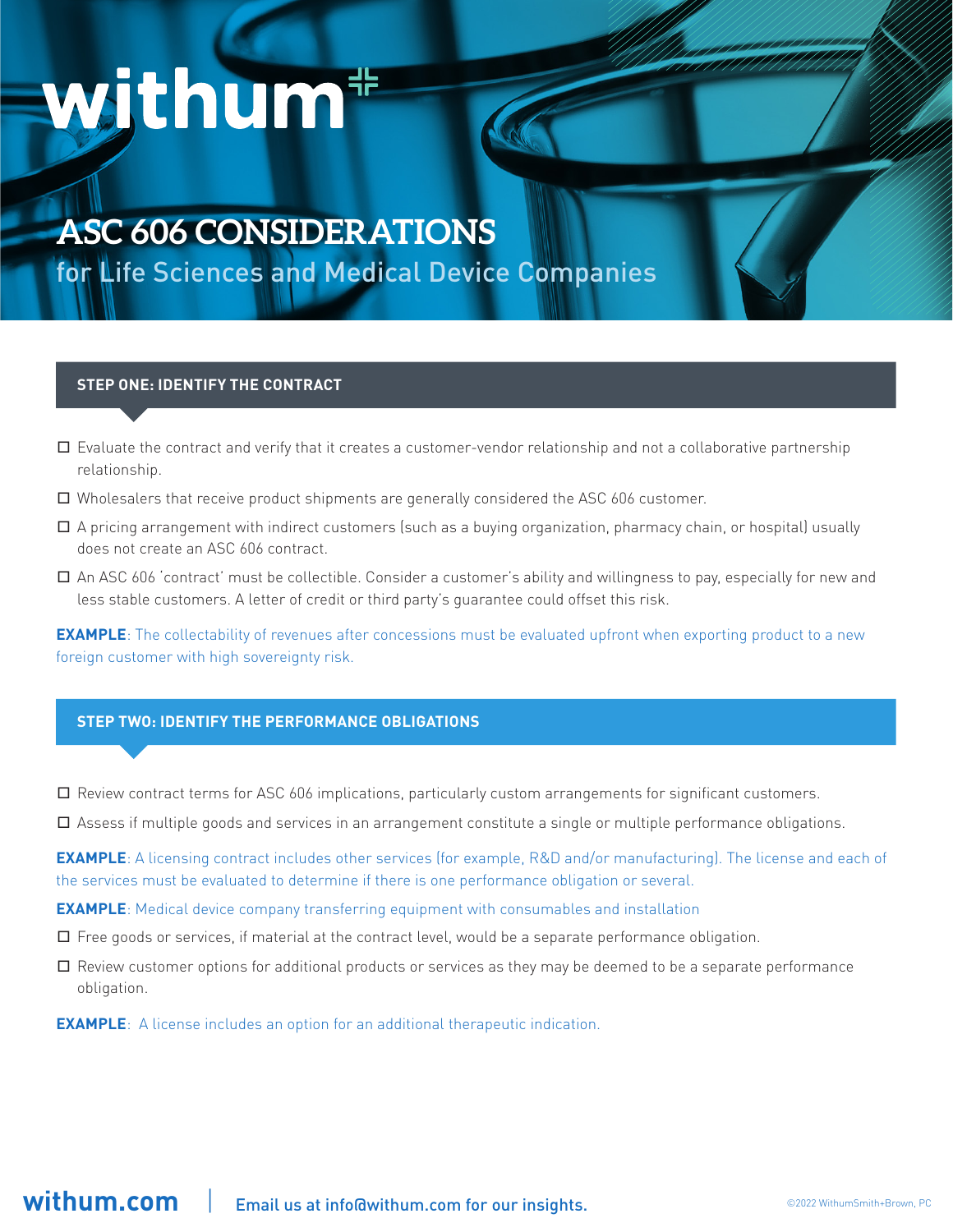withum

# ASC 606 CONSIDERATIONS

## for Life Sciences and Medical Device Companies

### STEP ONE: IDENTIFY THE CONTRACT

- ☐ Evaluate the contract and verify that it creates a customer-vendor relationship and not a collaborative partnership relationship.
- ☐ Wholesalers that receive product shipments are generally considered the ASC 606 customer.
- ☐ A pricing arrangement with indirect customers (such as a buying organization, pharmacy chain, or hospital) usually does not create an ASC 606 contract.
- ☐ An ASC 606 'contract' must be collectible. Consider a customer's ability and willingness to pay, especially for new and less stable customers. A letter of credit or third party's guarantee could offset this risk.

**EXAMPLE**: The collectability of revenues after concessions must be evaluated upfront when exporting product to a new foreign customer with high sovereignty risk.

### STEP TWO: IDENTIFY THE PERFORMANCE OBLIGATIONS

- ☐ Review contract terms for ASC 606 implications, particularly custom arrangements for significant customers.
- ☐ Assess if multiple goods and services in an arrangement constitute a single or multiple performance obligations.

**EXAMPLE**: A licensing contract includes other services (for example, R&D and/or manufacturing). The license and each of the services must be evaluated to determine if there is one performance obligation or several.

**EXAMPLE**: Medical device company transferring equipment with consumables and installation

- ☐ Free goods or services, if material at the contract level, would be a separate performance obligation.
- ☐ Review customer options for additional products or services as they may be deemed to be a separate performance obligation.

**EXAMPLE**: A license includes an option for an additional therapeutic indication.

withum.com | Email us at info@withum.com for our insights.

©2022 WithumSmith+Brown, PC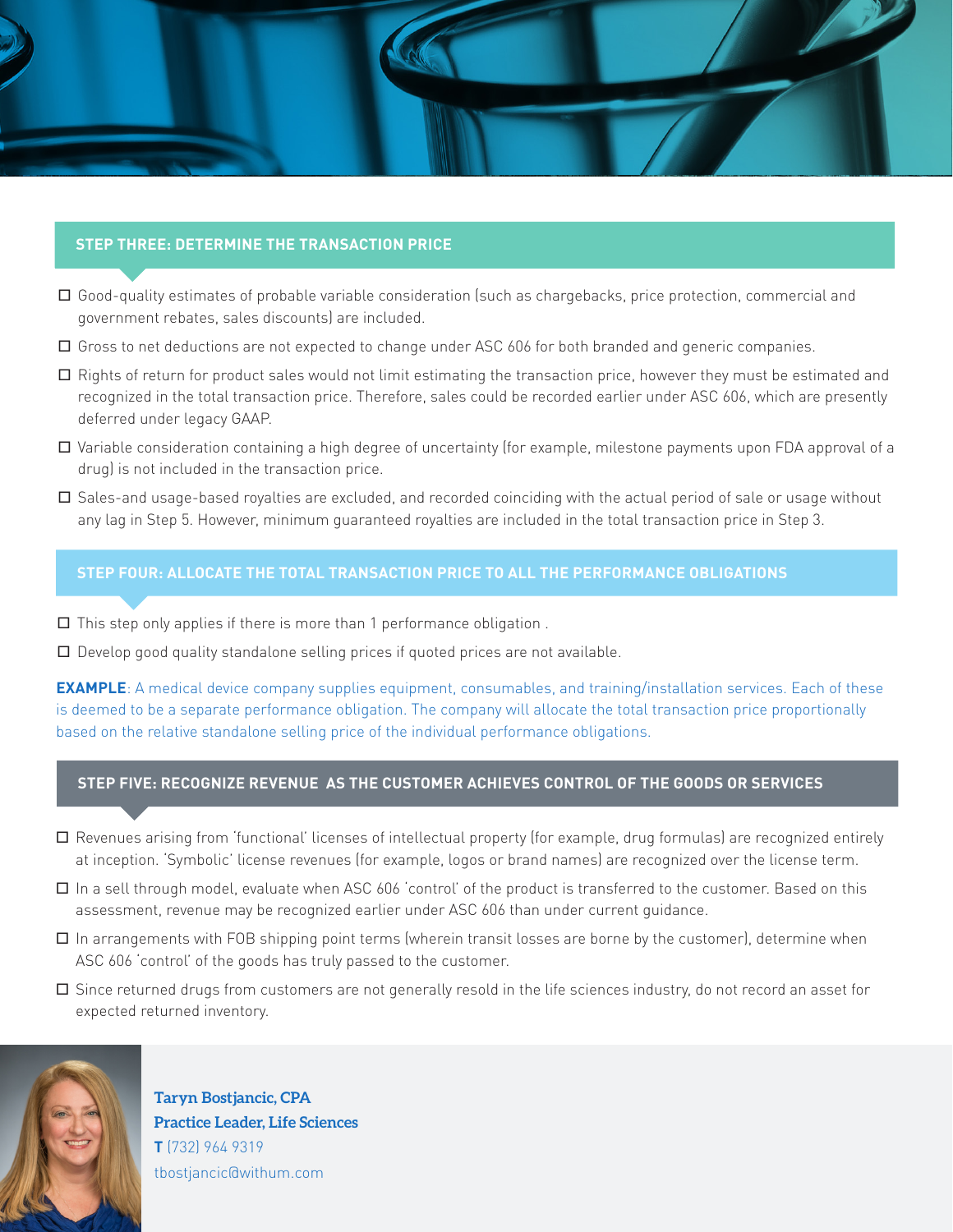## STEP THREE: DETERMINE THE TRANSACTION PRICE

- ☐ Good-quality estimates of probable variable consideration (such as chargebacks, price protection, commercial and government rebates, sales discounts) are included.
- ☐ Gross to net deductions are not expected to change under ASC 606 for both branded and generic companies.
- ☐ Rights of return for product sales would not limit estimating the transaction price, however they must be estimated and recognized in the total transaction price. Therefore, sales could be recorded earlier under ASC 606, which are presently deferred under legacy GAAP.
- ☐ Variable consideration containing a high degree of uncertainty (for example, milestone payments upon FDA approval of a drug) is not included in the transaction price.
- ☐ Sales-and usage-based royalties are excluded, and recorded coinciding with the actual period of sale or usage without any lag in Step 5. However, minimum guaranteed royalties are included in the total transaction price in Step 3.

## STEP FOUR: ALLOCATE THE TOTAL TRANSACTION PRICE TO ALL THE PERFORMANCE OBLIGATIONS

- ☐ This step only applies if there is more than 1 performance obligation .
- ☐ Develop good quality standalone selling prices if quoted prices are not available.

**EXAMPLE**: A medical device company supplies equipment, consumables, and training/installation services. Each of these is deemed to be a separate performance obligation. The company will allocate the total transaction price proportionally based on the relative standalone selling price of the individual performance obligations.

## STEP FIVE: RECOGNIZE REVENUE AS THE CUSTOMER ACHIEVES CONTROL OF THE GOODS OR SERVICES

- ☐ Revenues arising from 'functional' licenses of intellectual property (for example, drug formulas) are recognized entirely at inception. 'Symbolic' license revenues (for example, logos or brand names) are recognized over the license term.
- ☐ In a sell through model, evaluate when ASC 606 'control' of the product is transferred to the customer. Based on this assessment, revenue may be recognized earlier under ASC 606 than under current guidance.
- ☐ In arrangements with FOB shipping point terms (wherein transit losses are borne by the customer), determine when ASC 606 'control' of the goods has truly passed to the customer.
- ☐ Since returned drugs from customers are not generally resold in the life sciences industry, do not record an asset for expected returned inventory.

**Taryn Bostjancic, CPA**
**Practice Leader, Life Sciences**
**T** (732) 964 9319
tbostjancic@withum.com